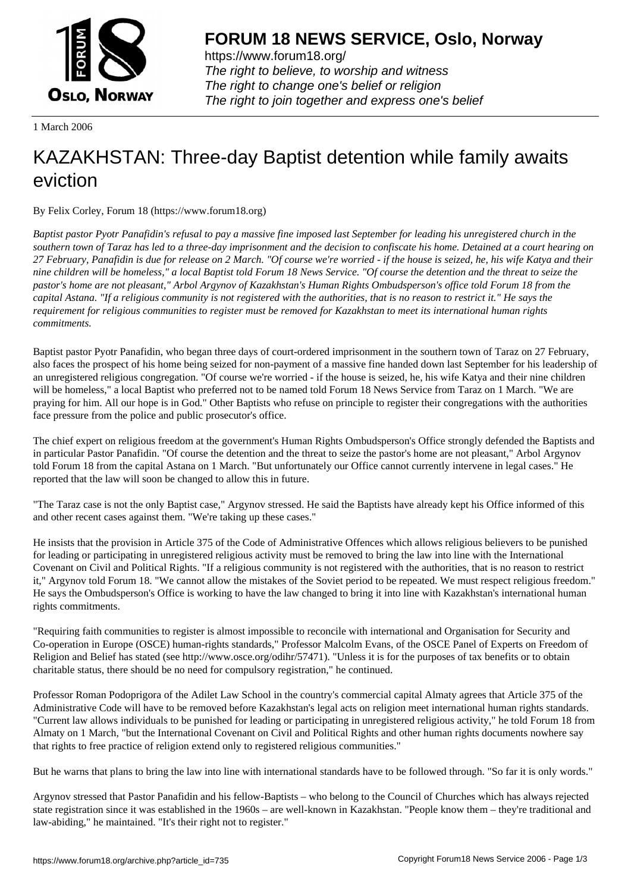1 March 2006

# KAZAKHSTAN: Three-day Baptist detention while family awaits eviction

By Felix Corley, Forum 18 (https://www.forum18.org)

*Baptist pastor Pyotr Panafidin's refusal to pay a massive fine imposed last September for leading his unregistered church in the southern town of Taraz has led to a three-day imprisonment and the decision to confiscate his home. Detained at a court hearing on 27 February, Panafidin is due for release on 2 March. "Of course we're worried - if the house is seized, he, his wife Katya and their nine children will be homeless," a local Baptist told Forum 18 News Service. "Of course the detention and the threat to seize the pastor's home are not pleasant," Arbol Argynov of Kazakhstan's Human Rights Ombudsperson's office told Forum 18 from the capital Astana. "If a religious community is not registered with the authorities, that is no reason to restrict it." He says the requirement for religious communities to register must be removed for Kazakhstan to meet its international human rights commitments.*

Baptist pastor Pyotr Panafidin, who began three days of court-ordered imprisonment in the southern town of Taraz on 27 February, also faces the prospect of his home being seized for non-payment of a massive fine handed down last September for his leadership of an unregistered religious congregation. "Of course we're worried - if the house is seized, he, his wife Katya and their nine children will be homeless," a local Baptist who preferred not to be named told Forum 18 News Service from Taraz on 1 March. "We are praying for him. All our hope is in God." Other Baptists who refuse on principle to register their congregations with the authorities face pressure from the police and public prosecutor's office.

The chief expert on religious freedom at the government's Human Rights Ombudsperson's Office strongly defended the Baptists and in particular Pastor Panafidin. "Of course the detention and the threat to seize the pastor's home are not pleasant," Arbol Argynov told Forum 18 from the capital Astana on 1 March. "But unfortunately our Office cannot currently intervene in legal cases." He reported that the law will soon be changed to allow this in future.

"The Taraz case is not the only Baptist case," Argynov stressed. He said the Baptists have already kept his Office informed of this and other recent cases against them. "We're taking up these cases."

He insists that the provision in Article 375 of the Code of Administrative Offences which allows religious believers to be punished for leading or participating in unregistered religious activity must be removed to bring the law into line with the International Covenant on Civil and Political Rights. "If a religious community is not registered with the authorities, that is no reason to restrict it," Argynov told Forum 18. "We cannot allow the mistakes of the Soviet period to be repeated. We must respect religious freedom." He says the Ombudsperson's Office is working to have the law changed to bring it into line with Kazakhstan's international human rights commitments.

"Requiring faith communities to register is almost impossible to reconcile with international and Organisation for Security and Co-operation in Europe (OSCE) human-rights standards," Professor Malcolm Evans, of the OSCE Panel of Experts on Freedom of Religion and Belief has stated (see http://www.osce.org/odihr/57471). "Unless it is for the purposes of tax benefits or to obtain charitable status, there should be no need for compulsory registration," he continued.

Professor Roman Podoprigora of the Adilet Law School in the country's commercial capital Almaty agrees that Article 375 of the Administrative Code will have to be removed before Kazakhstan's legal acts on religion meet international human rights standards. "Current law allows individuals to be punished for leading or participating in unregistered religious activity," he told Forum 18 from Almaty on 1 March, "but the International Covenant on Civil and Political Rights and other human rights documents nowhere say that rights to free practice of religion extend only to registered religious communities."

But he warns that plans to bring the law into line with international standards have to be followed through. "So far it is only words."

Argynov stressed that Pastor Panafidin and his fellow-Baptists – who belong to the Council of Churches which has always rejected state registration since it was established in the 1960s – are well-known in Kazakhstan. "People know them – they're traditional and law-abiding," he maintained. "It's their right not to register."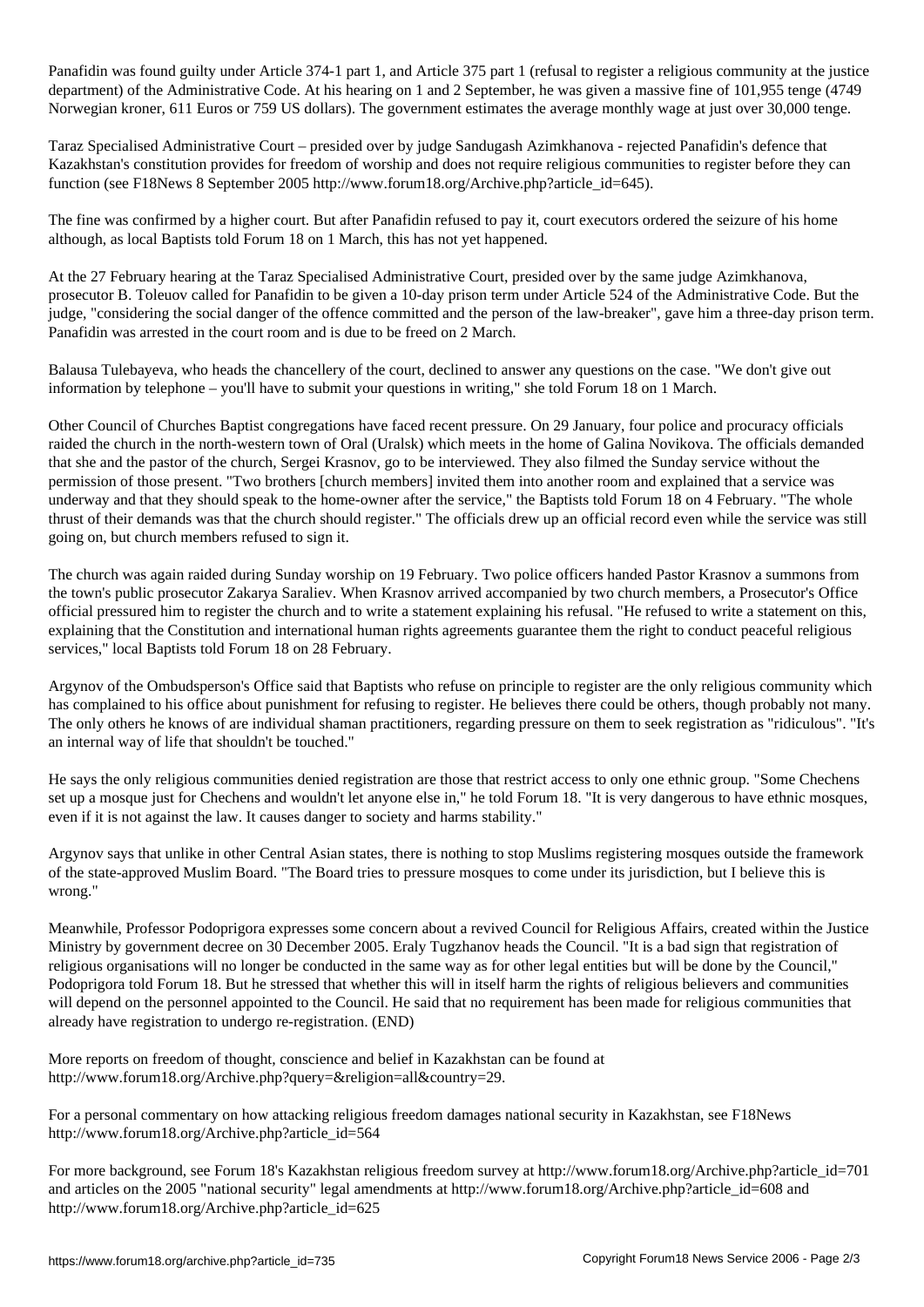Panafidin was found guilty under Article 374-1 part 1, and Article 375 part 1 (refusal to register a religious community at the justice department) of the Administrative Code. At his hearing on 1 and 2 September, he was given a massive fine of 101,955 tenge (4749 Norwegian kroner, 611 Euros or 759 US dollars). The government estimates the average monthly wage at just over 30,000 tenge.

Taraz Specialised Administrative Court – presided over by judge Sandugash Azimkhanova - rejected Panafidin's defence that Kazakhstan's constitution provides for freedom of worship and does not require religious communities to register before they can function (see F18News 8 September 2005 http://www.forum18.org/Archive.php?article_id=645).

The fine was confirmed by a higher court. But after Panafidin refused to pay it, court executors ordered the seizure of his home although, as local Baptists told Forum 18 on 1 March, this has not yet happened.

At the 27 February hearing at the Taraz Specialised Administrative Court, presided over by the same judge Azimkhanova, prosecutor B. Toleuov called for Panafidin to be given a 10-day prison term under Article 524 of the Administrative Code. But the judge, "considering the social danger of the offence committed and the person of the law-breaker", gave him a three-day prison term. Panafidin was arrested in the court room and is due to be freed on 2 March.

Balausa Tulebayeva, who heads the chancellery of the court, declined to answer any questions on the case. "We don't give out information by telephone – you'll have to submit your questions in writing," she told Forum 18 on 1 March.

Other Council of Churches Baptist congregations have faced recent pressure. On 29 January, four police and procuracy officials raided the church in the north-western town of Oral (Uralsk) which meets in the home of Galina Novikova. The officials demanded that she and the pastor of the church, Sergei Krasnov, go to be interviewed. They also filmed the Sunday service without the permission of those present. "Two brothers [church members] invited them into another room and explained that a service was underway and that they should speak to the home-owner after the service," the Baptists told Forum 18 on 4 February. "The whole thrust of their demands was that the church should register." The officials drew up an official record even while the service was still going on, but church members refused to sign it.

The church was again raided during Sunday worship on 19 February. Two police officers handed Pastor Krasnov a summons from the town's public prosecutor Zakarya Saraliev. When Krasnov arrived accompanied by two church members, a Prosecutor's Office official pressured him to register the church and to write a statement explaining his refusal. "He refused to write a statement on this, explaining that the Constitution and international human rights agreements guarantee them the right to conduct peaceful religious services," local Baptists told Forum 18 on 28 February.

Argynov of the Ombudsperson's Office said that Baptists who refuse on principle to register are the only religious community which has complained to his office about punishment for refusing to register. He believes there could be others, though probably not many. The only others he knows of are individual shaman practitioners, regarding pressure on them to seek registration as "ridiculous". "It's an internal way of life that shouldn't be touched."

He says the only religious communities denied registration are those that restrict access to only one ethnic group. "Some Chechens set up a mosque just for Chechens and wouldn't let anyone else in," he told Forum 18. "It is very dangerous to have ethnic mosques, even if it is not against the law. It causes danger to society and harms stability."

Argynov says that unlike in other Central Asian states, there is nothing to stop Muslims registering mosques outside the framework of the state-approved Muslim Board. "The Board tries to pressure mosques to come under its jurisdiction, but I believe this is wrong."

Meanwhile, Professor Podoprigora expresses some concern about a revived Council for Religious Affairs, created within the Justice Ministry by government decree on 30 December 2005. Eraly Tugzhanov heads the Council. "It is a bad sign that registration of religious organisations will no longer be conducted in the same way as for other legal entities but will be done by the Council," Podoprigora told Forum 18. But he stressed that whether this will in itself harm the rights of religious believers and communities will depend on the personnel appointed to the Council. He said that no requirement has been made for religious communities that already have registration to undergo re-registration. (END)

More reports on freedom of thought, conscience and belief in Kazakhstan can be found at http://www.forum18.org/Archive.php?query=&religion=all&country=29.

For a personal commentary on how attacking religious freedom damages national security in Kazakhstan, see F18News http://www.forum18.org/Archive.php?article_id=564

For more background, see Forum 18's Kazakhstan religious freedom survey at http://www.forum18.org/Archive.php?article_id=701 and articles on the 2005 "national security" legal amendments at http://www.forum18.org/Archive.php?article_id=608 and http://www.forum18.org/Archive.php?article_id=625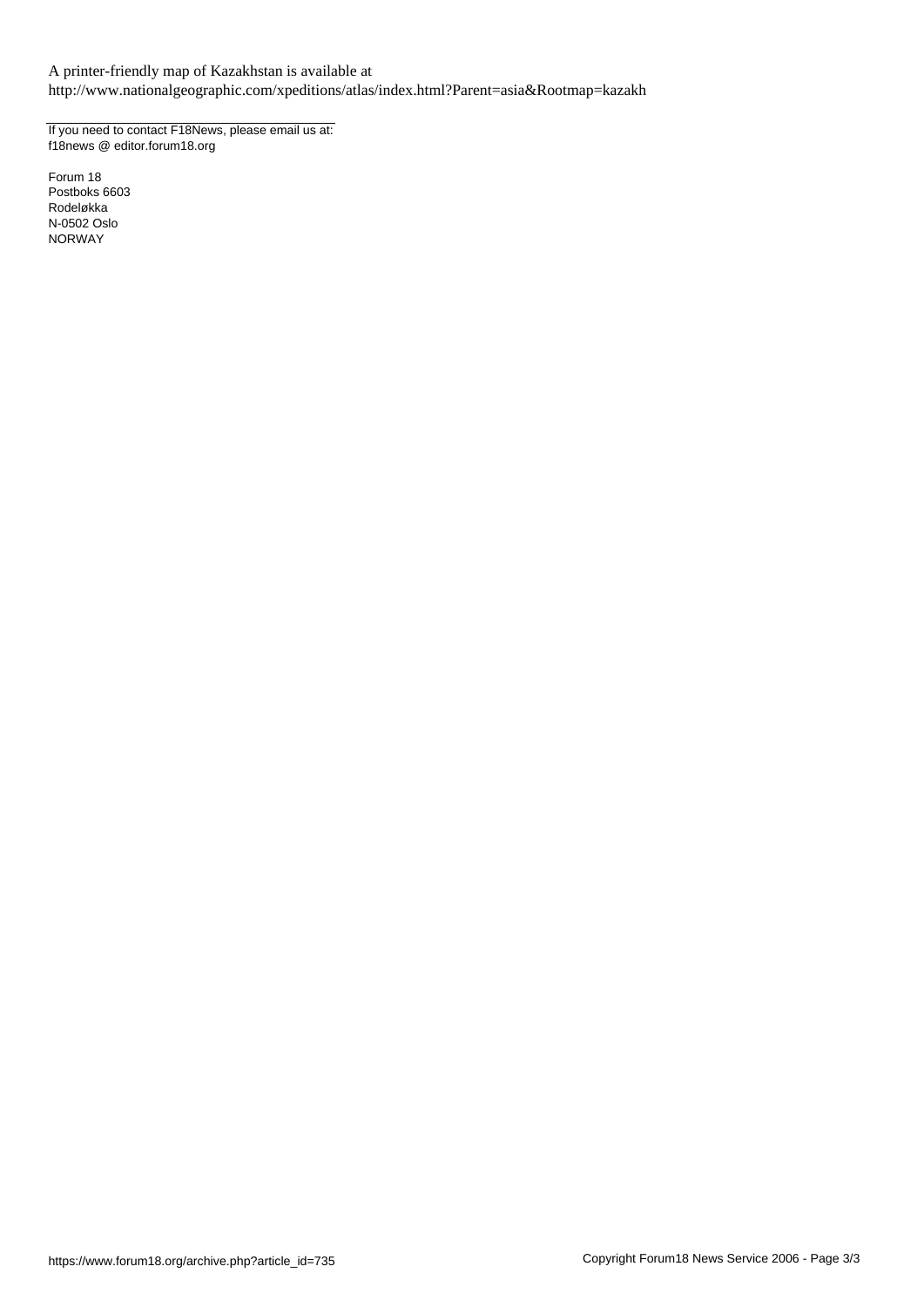A printer-friendly map of Kazakhstan is available at
http://www.nationalgeographic.com/xpeditions/atlas/index.html?Parent=asia&Rootmap=kazakh

---

If you need to contact F18News, please email us at:
f18news @ editor.forum18.org

Forum 18
Postboks 6603
Rodeløkka
N-0502 Oslo
NORWAY